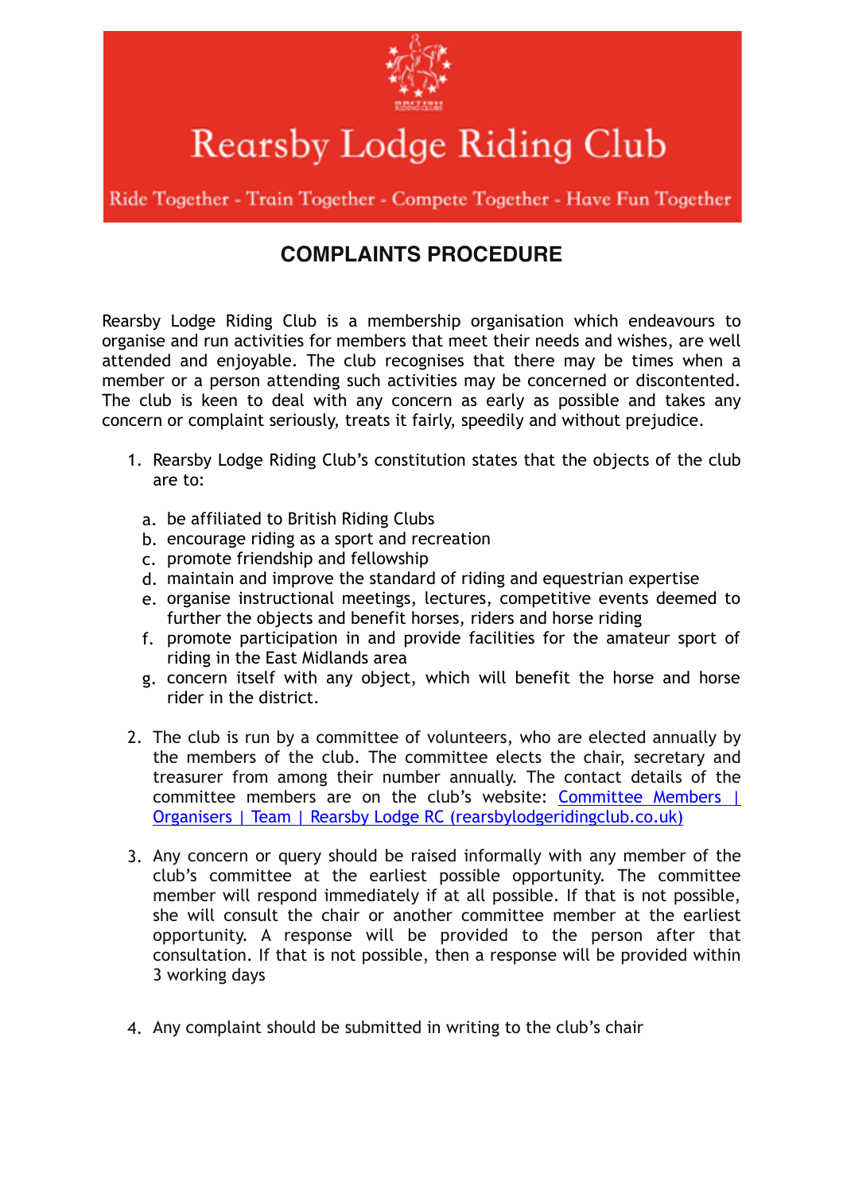# Rearsby Lodge Riding Club

Ride Together - Train Together - Compete Together - Have Fun Together

## COMPLAINTS PROCEDURE

Rearsby Lodge Riding Club is a membership organisation which endeavours to organise and run activities for members that meet their needs and wishes, are well attended and enjoyable. The club recognises that there may be times when a member or a person attending such activities may be concerned or discontented. The club is keen to deal with any concern as early as possible and takes any concern or complaint seriously, treats it fairly, speedily and without prejudice.

1. Rearsby Lodge Riding Club's constitution states that the objects of the club are to:

   a. be affiliated to British Riding Clubs
   b. encourage riding as a sport and recreation
   c. promote friendship and fellowship
   d. maintain and improve the standard of riding and equestrian expertise
   e. organise instructional meetings, lectures, competitive events deemed to further the objects and benefit horses, riders and horse riding
   f. promote participation in and provide facilities for the amateur sport of riding in the East Midlands area
   g. concern itself with any object, which will benefit the horse and horse rider in the district.

2. The club is run by a committee of volunteers, who are elected annually by the members of the club. The committee elects the chair, secretary and treasurer from among their number annually. The contact details of the committee members are on the club's website: Committee Members | Organisers | Team | Rearsby Lodge RC (rearsbylodgeridingclub.co.uk)

3. Any concern or query should be raised informally with any member of the club's committee at the earliest possible opportunity. The committee member will respond immediately if at all possible. If that is not possible, she will consult the chair or another committee member at the earliest opportunity. A response will be provided to the person after that consultation. If that is not possible, then a response will be provided within 3 working days

4. Any complaint should be submitted in writing to the club's chair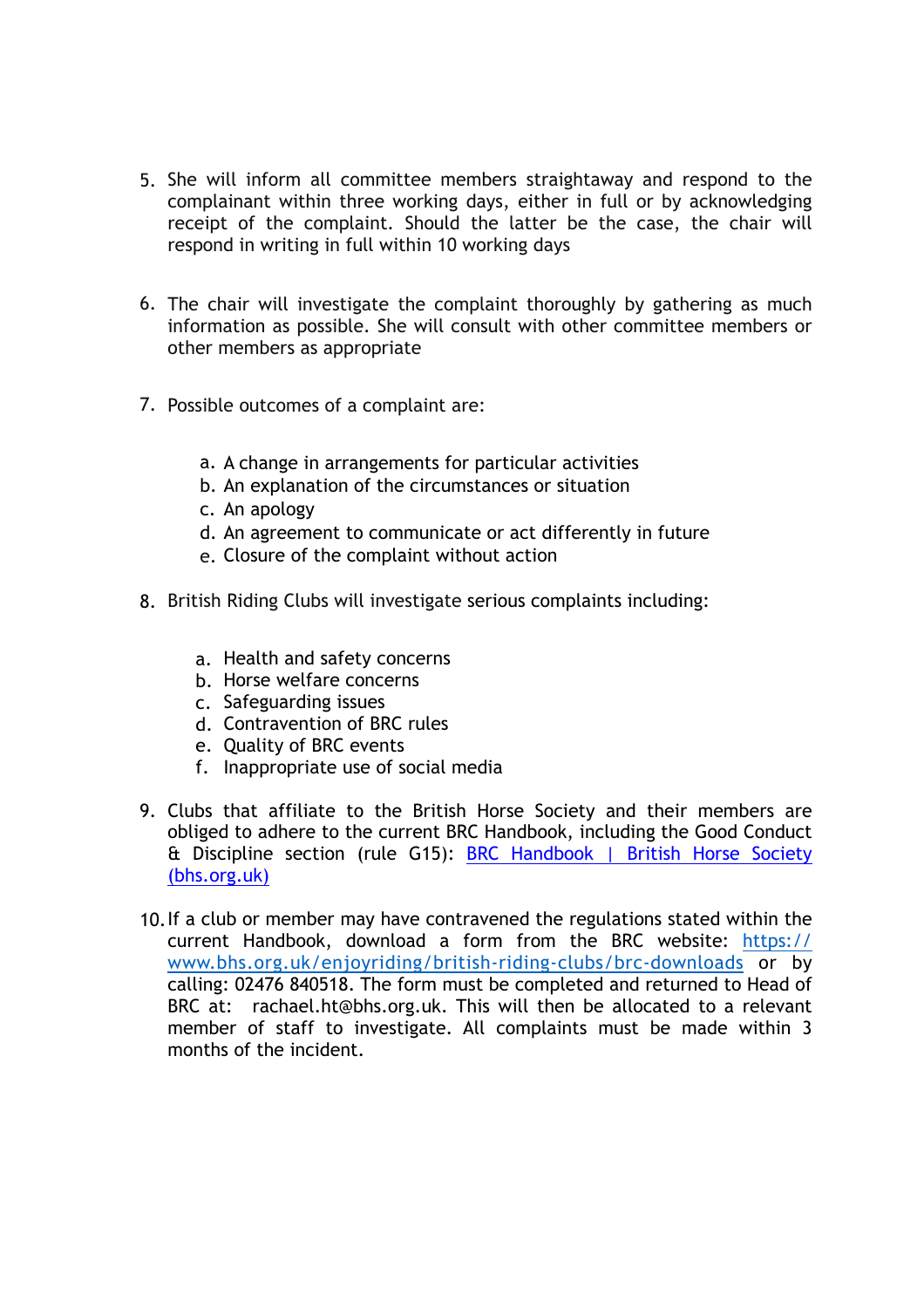5. She will inform all committee members straightaway and respond to the complainant within three working days, either in full or by acknowledging receipt of the complaint. Should the latter be the case, the chair will respond in writing in full within 10 working days

6. The chair will investigate the complaint thoroughly by gathering as much information as possible. She will consult with other committee members or other members as appropriate

7. Possible outcomes of a complaint are:

   a. A change in arrangements for particular activities
   b. An explanation of the circumstances or situation
   c. An apology
   d. An agreement to communicate or act differently in future
   e. Closure of the complaint without action

8. British Riding Clubs will investigate serious complaints including:

   a. Health and safety concerns
   b. Horse welfare concerns
   c. Safeguarding issues
   d. Contravention of BRC rules
   e. Quality of BRC events
   f. Inappropriate use of social media

9. Clubs that affiliate to the British Horse Society and their members are obliged to adhere to the current BRC Handbook, including the Good Conduct & Discipline section (rule G15): [BRC Handbook | British Horse Society (bhs.org.uk)]

10. If a club or member may have contravened the regulations stated within the current Handbook, download a form from the BRC website: https://www.bhs.org.uk/enjoyriding/british-riding-clubs/brc-downloads or by calling: 02476 840518. The form must be completed and returned to Head of BRC at: rachael.ht@bhs.org.uk. This will then be allocated to a relevant member of staff to investigate. All complaints must be made within 3 months of the incident.